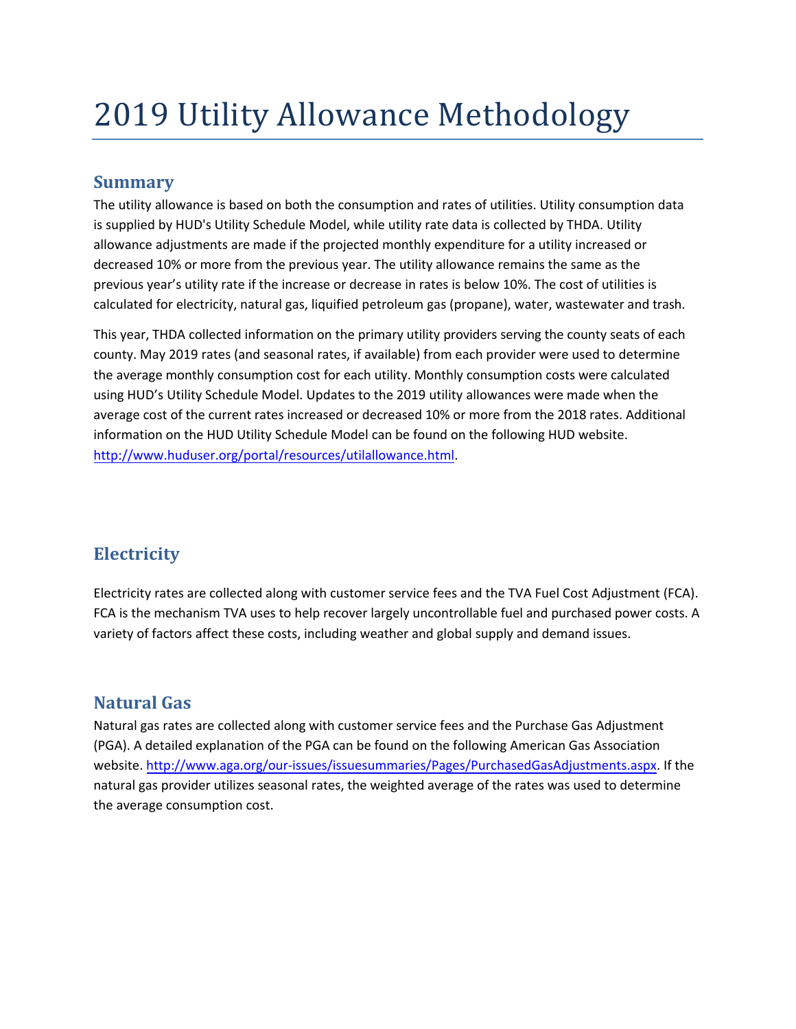# 2019 Utility Allowance Methodology

## Summary

The utility allowance is based on both the consumption and rates of utilities. Utility consumption data is supplied by HUD's Utility Schedule Model, while utility rate data is collected by THDA. Utility allowance adjustments are made if the projected monthly expenditure for a utility increased or decreased 10% or more from the previous year. The utility allowance remains the same as the previous year's utility rate if the increase or decrease in rates is below 10%. The cost of utilities is calculated for electricity, natural gas, liquified petroleum gas (propane), water, wastewater and trash.

This year, THDA collected information on the primary utility providers serving the county seats of each county. May 2019 rates (and seasonal rates, if available) from each provider were used to determine the average monthly consumption cost for each utility. Monthly consumption costs were calculated using HUD's Utility Schedule Model. Updates to the 2019 utility allowances were made when the average cost of the current rates increased or decreased 10% or more from the 2018 rates. Additional information on the HUD Utility Schedule Model can be found on the following HUD website. http://www.huduser.org/portal/resources/utilallowance.html.

## Electricity

Electricity rates are collected along with customer service fees and the TVA Fuel Cost Adjustment (FCA). FCA is the mechanism TVA uses to help recover largely uncontrollable fuel and purchased power costs. A variety of factors affect these costs, including weather and global supply and demand issues.

## Natural Gas

Natural gas rates are collected along with customer service fees and the Purchase Gas Adjustment (PGA). A detailed explanation of the PGA can be found on the following American Gas Association website. http://www.aga.org/our-issues/issuesummaries/Pages/PurchasedGasAdjustments.aspx. If the natural gas provider utilizes seasonal rates, the weighted average of the rates was used to determine the average consumption cost.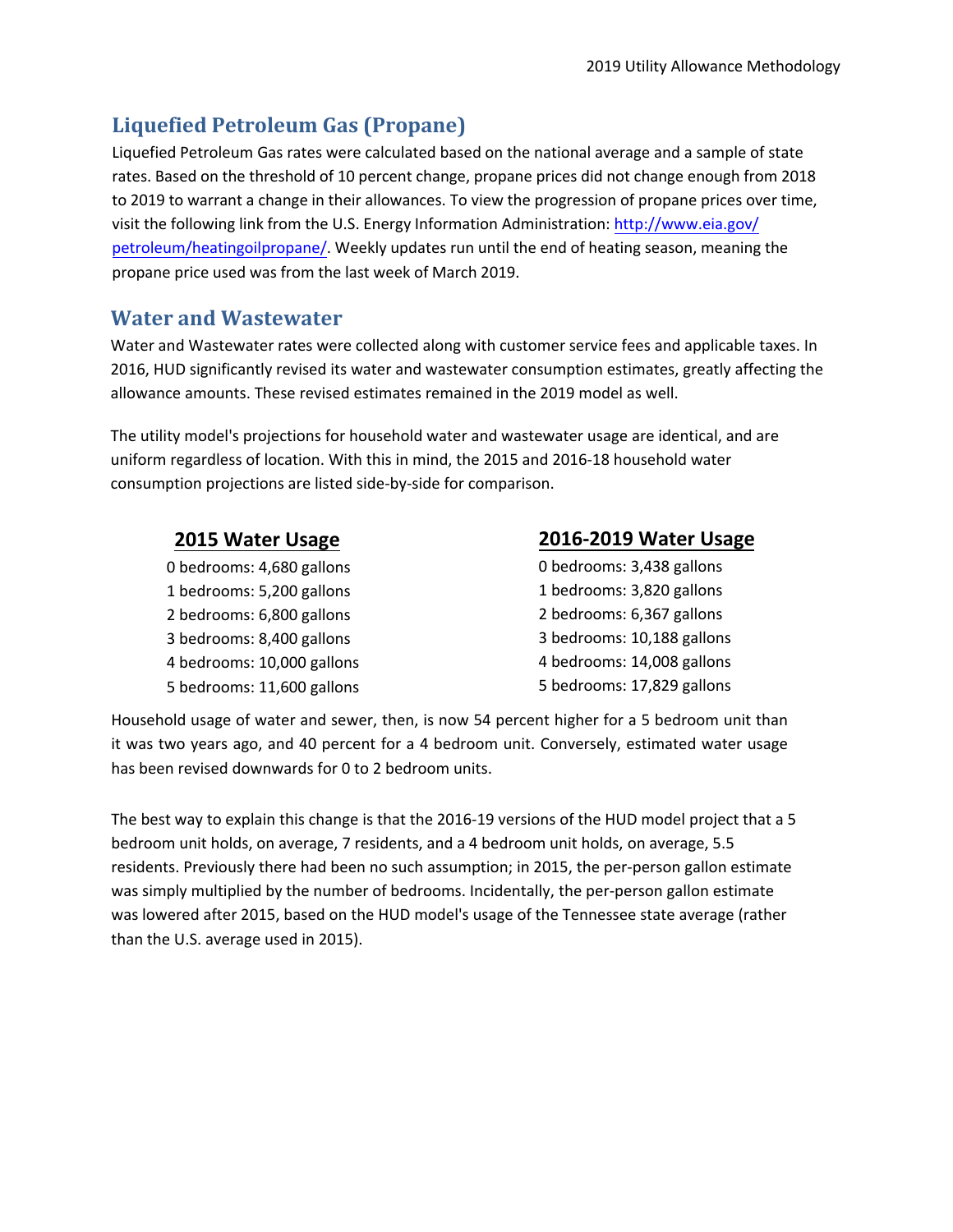## Liquefied Petroleum Gas (Propane)

Liquefied Petroleum Gas rates were calculated based on the national average and a sample of state rates. Based on the threshold of 10 percent change, propane prices did not change enough from 2018 to 2019 to warrant a change in their allowances. To view the progression of propane prices over time, visit the following link from the U.S. Energy Information Administration: [http://www.eia.gov/petroleum/heatingoilpropane/](http://www.eia.gov/petroleum/heatingoilpropane/). Weekly updates run until the end of heating season, meaning the propane price used was from the last week of March 2019.

## Water and Wastewater

Water and Wastewater rates were collected along with customer service fees and applicable taxes. In 2016, HUD significantly revised its water and wastewater consumption estimates, greatly affecting the allowance amounts. These revised estimates remained in the 2019 model as well.

The utility model's projections for household water and wastewater usage are identical, and are uniform regardless of location. With this in mind, the 2015 and 2016-18 household water consumption projections are listed side-by-side for comparison.

| 2015 Water Usage | 2016-2019 Water Usage |
|---|---|
| 0 bedrooms: 4,680 gallons | 0 bedrooms: 3,438 gallons |
| 1 bedrooms: 5,200 gallons | 1 bedrooms: 3,820 gallons |
| 2 bedrooms: 6,800 gallons | 2 bedrooms: 6,367 gallons |
| 3 bedrooms: 8,400 gallons | 3 bedrooms: 10,188 gallons |
| 4 bedrooms: 10,000 gallons | 4 bedrooms: 14,008 gallons |
| 5 bedrooms: 11,600 gallons | 5 bedrooms: 17,829 gallons |

Household usage of water and sewer, then, is now 54 percent higher for a 5 bedroom unit than it was two years ago, and 40 percent for a 4 bedroom unit. Conversely, estimated water usage has been revised downwards for 0 to 2 bedroom units.

The best way to explain this change is that the 2016-19 versions of the HUD model project that a 5 bedroom unit holds, on average, 7 residents, and a 4 bedroom unit holds, on average, 5.5 residents. Previously there had been no such assumption; in 2015, the per-person gallon estimate was simply multiplied by the number of bedrooms. Incidentally, the per-person gallon estimate was lowered after 2015, based on the HUD model's usage of the Tennessee state average (rather than the U.S. average used in 2015).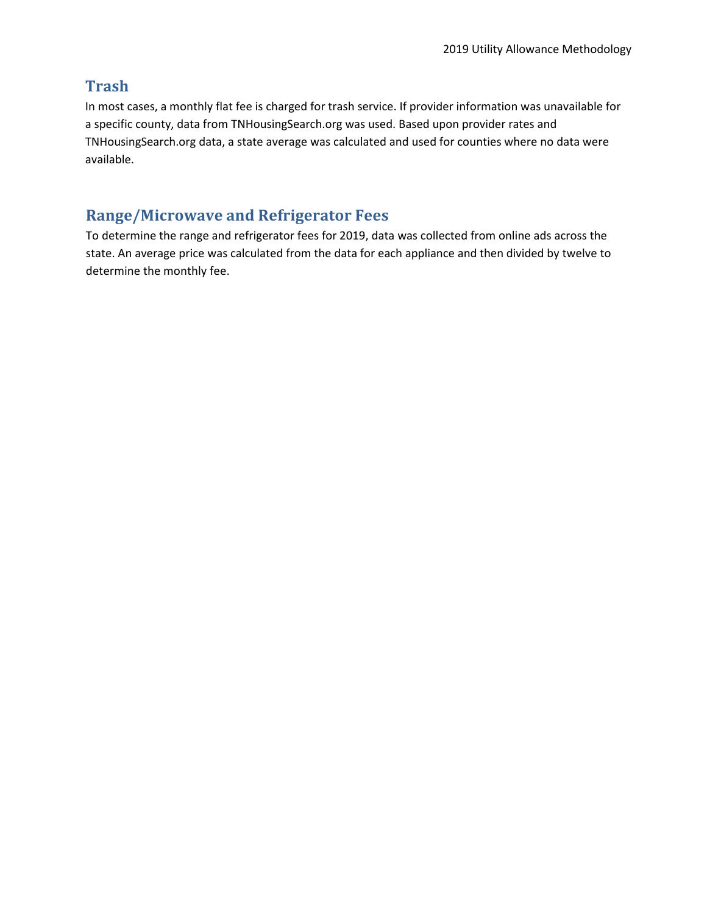## Trash

In most cases, a monthly flat fee is charged for trash service. If provider information was unavailable for a specific county, data from TNHousingSearch.org was used. Based upon provider rates and TNHousingSearch.org data, a state average was calculated and used for counties where no data were available.

## Range/Microwave and Refrigerator Fees

To determine the range and refrigerator fees for 2019, data was collected from online ads across the state. An average price was calculated from the data for each appliance and then divided by twelve to determine the monthly fee.